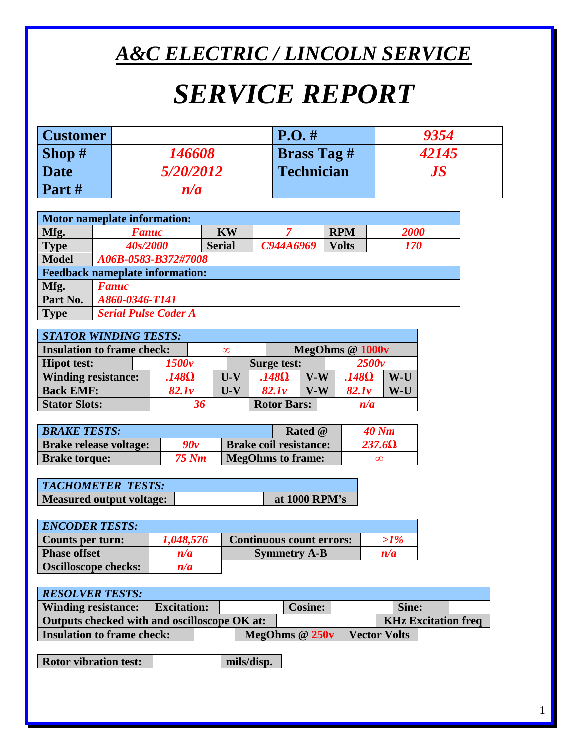# *A&C ELECTRIC / LINCOLN SERVICE*

# *SERVICE REPORT*

| Customer | | P.O. # | *9354* |
|---|---|---|---|
| Shop # | *146608* | Brass Tag # | *42145* |
| Date | *5/20/2012* | Technician | *JS* |
| Part # | *n/a* | | |

| Motor nameplate information: | | | | | |
|---|---|---|---|---|---|
| Mfg. | *Fanuc* | KW | *7* | RPM | *2000* |
| Type | *40s/2000* | Serial | *C944A6969* | Volts | *170* |
| Model | *A06B-0583-B372#7008* | | | | |
| **Feedback nameplate information:** | | | | | |
| Mfg. | *Fanuc* | | | | |
| Part No. | *A860-0346-T141* | | | | |
| Type | *Serial Pulse Coder A* | | | | |

| *STATOR WINDING TESTS:* | | | | | |
|---|---|---|---|---|---|
| Insulation to frame check: | ∞ | MegOhms @ 1000v | | | |
| Hipot test: | *1500v* | Surge test: | *2500v* | | |
| Winding resistance: | *.148Ω* | U-V | *.148Ω* | V-W | *.148Ω* W-U |
| Back EMF: | *82.1v* | U-V | *82.1v* | V-W | *82.1v* W-U |
| Stator Slots: | *36* | Rotor Bars: | *n/a* | | |

| *BRAKE TESTS:* | | Rated @ | *40 Nm* |
|---|---|---|---|
| Brake release voltage: | *90v* | Brake coil resistance: | *237.6Ω* |
| Brake torque: | *75 Nm* | MegOhms to frame: | ∞ |

| *TACHOMETER TESTS:* | | |
|---|---|---|
| Measured output voltage: | | at 1000 RPM's |

| *ENCODER TESTS:* | | | |
|---|---|---|---|
| Counts per turn: | *1,048,576* | Continuous count errors: | *>1%* |
| Phase offset | *n/a* | Symmetry A-B | *n/a* |
| Oscilloscope checks: | *n/a* | | |

| *RESOLVER TESTS:* | | | | | | | |
|---|---|---|---|---|---|---|---|
| Winding resistance: | Excitation: | | Cosine: | | Sine: | | |
| Outputs checked with and oscilloscope OK at: | | | | KHz Excitation freq | | | |
| Insulation to frame check: | | MegOhms @ 250v | Vector Volts | | | | |

| Rotor vibration test: | | mils/disp. |
|---|---|---|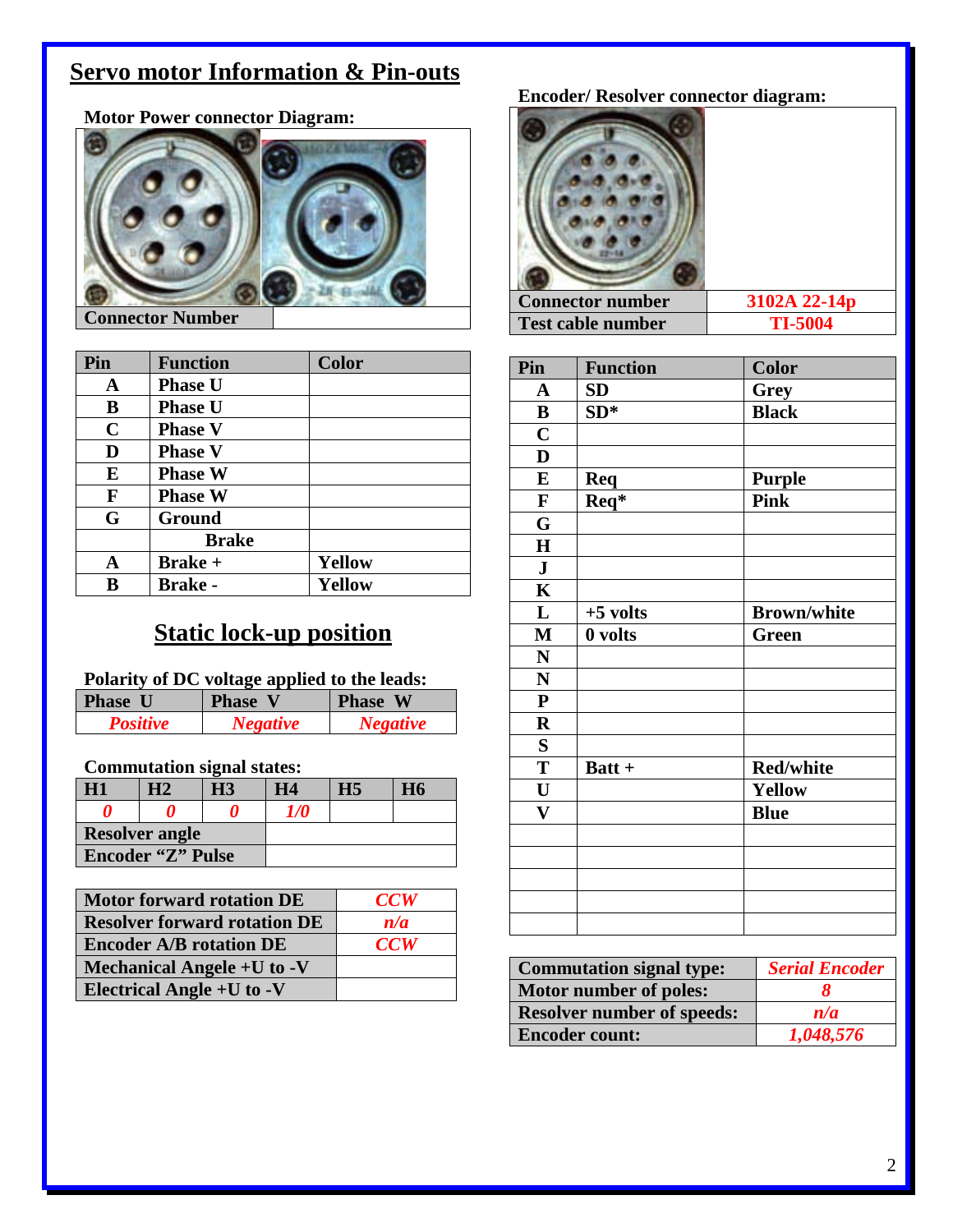# Servo motor Information & Pin-outs

**Motor Power connector Diagram:**

| Connector Number | |
|---|---|

| Pin | Function | Color |
|---|---|---|
| A | Phase U | |
| B | Phase U | |
| C | Phase V | |
| D | Phase V | |
| E | Phase W | |
| F | Phase W | |
| G | Ground | |
| | Brake | |
| A | Brake + | Yellow |
| B | Brake - | Yellow |

## Static lock-up position

**Polarity of DC voltage applied to the leads:**

| Phase U | Phase V | Phase W |
|---|---|---|
| *Positive* | *Negative* | *Negative* |

**Commutation signal states:**

| H1 | H2 | H3 | H4 | H5 | H6 |
|---|---|---|---|---|---|
| *0* | *0* | *0* | *1/0* | | |
| Resolver angle | | | | | |
| Encoder "Z" Pulse | | | | | |

| | |
|---|---|
| Motor forward rotation DE | *CCW* |
| Resolver forward rotation DE | *n/a* |
| Encoder A/B rotation DE | *CCW* |
| Mechanical Angele +U to -V | |
| Electrical Angle +U to -V | |

**Encoder/ Resolver connector diagram:**

| | |
|---|---|
| Connector number | 3102A 22-14p |
| Test cable number | TI-5004 |

| Pin | Function | Color |
|---|---|---|
| A | SD | Grey |
| B | SD* | Black |
| C | | |
| D | | |
| E | Req | Purple |
| F | Req* | Pink |
| G | | |
| H | | |
| J | | |
| K | | |
| L | +5 volts | Brown/white |
| M | 0 volts | Green |
| N | | |
| N | | |
| P | | |
| R | | |
| S | | |
| T | Batt + | Red/white |
| U | | Yellow |
| V | | Blue |
| | | |
| | | |
| | | |
| | | |
| | | |

| | |
|---|---|
| Commutation signal type: | *Serial Encoder* |
| Motor number of poles: | *8* |
| Resolver number of speeds: | *n/a* |
| Encoder count: | *1,048,576* |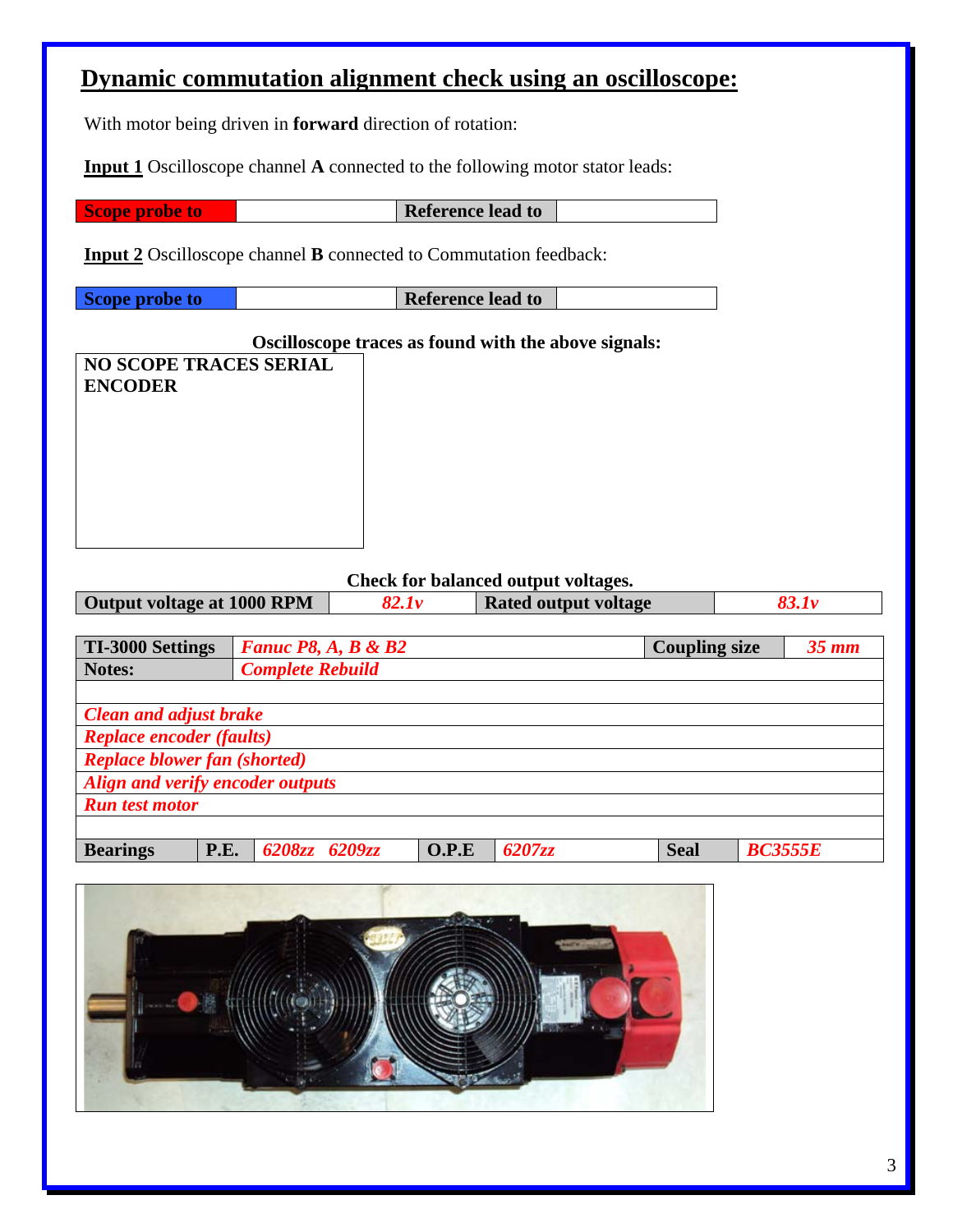## Dynamic commutation alignment check using an oscilloscope:

With motor being driven in **forward** direction of rotation:

**Input 1** Oscilloscope channel **A** connected to the following motor stator leads:

| Scope probe to | | Reference lead to | |
|---|---|---|---|

**Input 2** Oscilloscope channel **B** connected to Commutation feedback:

| Scope probe to | | Reference lead to | |
|---|---|---|---|

**Oscilloscope traces as found with the above signals:**

**NO SCOPE TRACES SERIAL ENCODER**

**Check for balanced output voltages.**

| Output voltage at 1000 RPM | *82.1v* | Rated output voltage | *83.1v* |
|---|---|---|---|

| | | | |
|---|---|---|---|
| **TI-3000 Settings** | *Fanuc P8, A, B & B2* | **Coupling size** | *35 mm* |
| **Notes:** | *Complete Rebuild* | | |

*Clean and adjust brake*
*Replace encoder (faults)*
*Replace blower fan (shorted)*
*Align and verify encoder outputs*
*Run test motor*

| | | | | | | |
|---|---|---|---|---|---|---|
| **Bearings** | **P.E.** | *6208zz 6209zz* | **O.P.E** | *6207zz* | **Seal** | *BC3555E* |